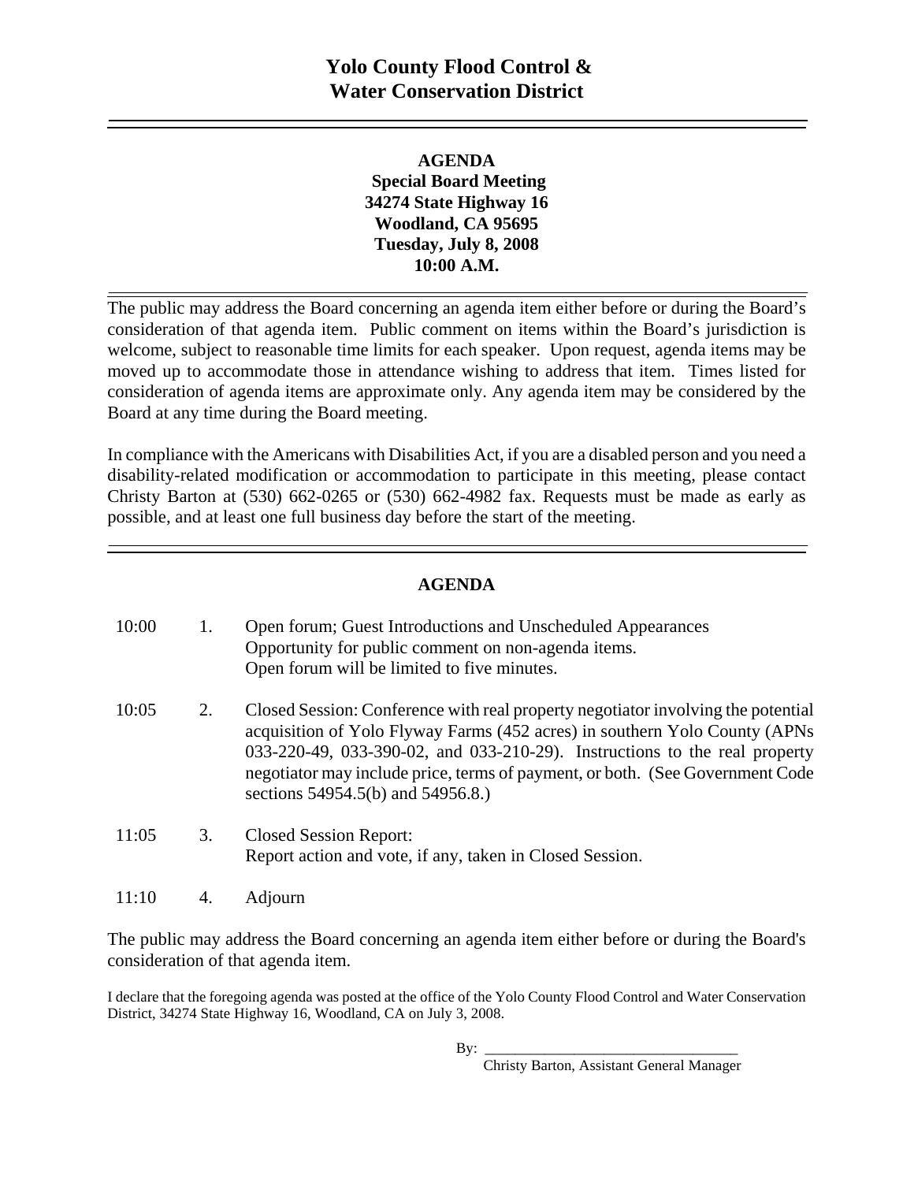# Yolo County Flood Control & Water Conservation District

**AGENDA**
**Special Board Meeting**
**34274 State Highway 16**
**Woodland, CA 95695**
**Tuesday, July 8, 2008**
**10:00 A.M.**

---

The public may address the Board concerning an agenda item either before or during the Board's consideration of that agenda item. Public comment on items within the Board's jurisdiction is welcome, subject to reasonable time limits for each speaker. Upon request, agenda items may be moved up to accommodate those in attendance wishing to address that item. Times listed for consideration of agenda items are approximate only. Any agenda item may be considered by the Board at any time during the Board meeting.

In compliance with the Americans with Disabilities Act, if you are a disabled person and you need a disability-related modification or accommodation to participate in this meeting, please contact Christy Barton at (530) 662-0265 or (530) 662-4982 fax. Requests must be made as early as possible, and at least one full business day before the start of the meeting.

---

## AGENDA

| | | |
|---|---|---|
| 10:00 | 1. | Open forum; Guest Introductions and Unscheduled Appearances<br>Opportunity for public comment on non-agenda items.<br>Open forum will be limited to five minutes. |
| 10:05 | 2. | Closed Session: Conference with real property negotiator involving the potential acquisition of Yolo Flyway Farms (452 acres) in southern Yolo County (APNs 033-220-49, 033-390-02, and 033-210-29). Instructions to the real property negotiator may include price, terms of payment, or both. (See Government Code sections 54954.5(b) and 54956.8.) |
| 11:05 | 3. | Closed Session Report:<br>Report action and vote, if any, taken in Closed Session. |
| 11:10 | 4. | Adjourn |

The public may address the Board concerning an agenda item either before or during the Board's consideration of that agenda item.

I declare that the foregoing agenda was posted at the office of the Yolo County Flood Control and Water Conservation District, 34274 State Highway 16, Woodland, CA on July 3, 2008.

By: ___________________________________
Christy Barton, Assistant General Manager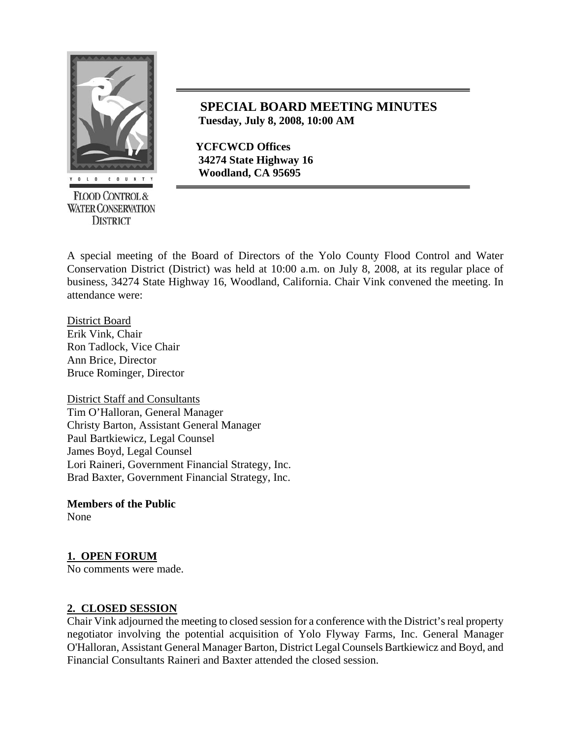# SPECIAL BOARD MEETING MINUTES

**Tuesday, July 8, 2008, 10:00 AM**

**YCFCWCD Offices**
**34274 State Highway 16**
**Woodland, CA 95695**

A special meeting of the Board of Directors of the Yolo County Flood Control and Water Conservation District (District) was held at 10:00 a.m. on July 8, 2008, at its regular place of business, 34274 State Highway 16, Woodland, California. Chair Vink convened the meeting. In attendance were:

District Board
Erik Vink, Chair
Ron Tadlock, Vice Chair
Ann Brice, Director
Bruce Rominger, Director

District Staff and Consultants
Tim O'Halloran, General Manager
Christy Barton, Assistant General Manager
Paul Bartkiewicz, Legal Counsel
James Boyd, Legal Counsel
Lori Raineri, Government Financial Strategy, Inc.
Brad Baxter, Government Financial Strategy, Inc.

**Members of the Public**
None

## 1. OPEN FORUM

No comments were made.

## 2. CLOSED SESSION

Chair Vink adjourned the meeting to closed session for a conference with the District's real property negotiator involving the potential acquisition of Yolo Flyway Farms, Inc. General Manager O'Halloran, Assistant General Manager Barton, District Legal Counsels Bartkiewicz and Boyd, and Financial Consultants Raineri and Baxter attended the closed session.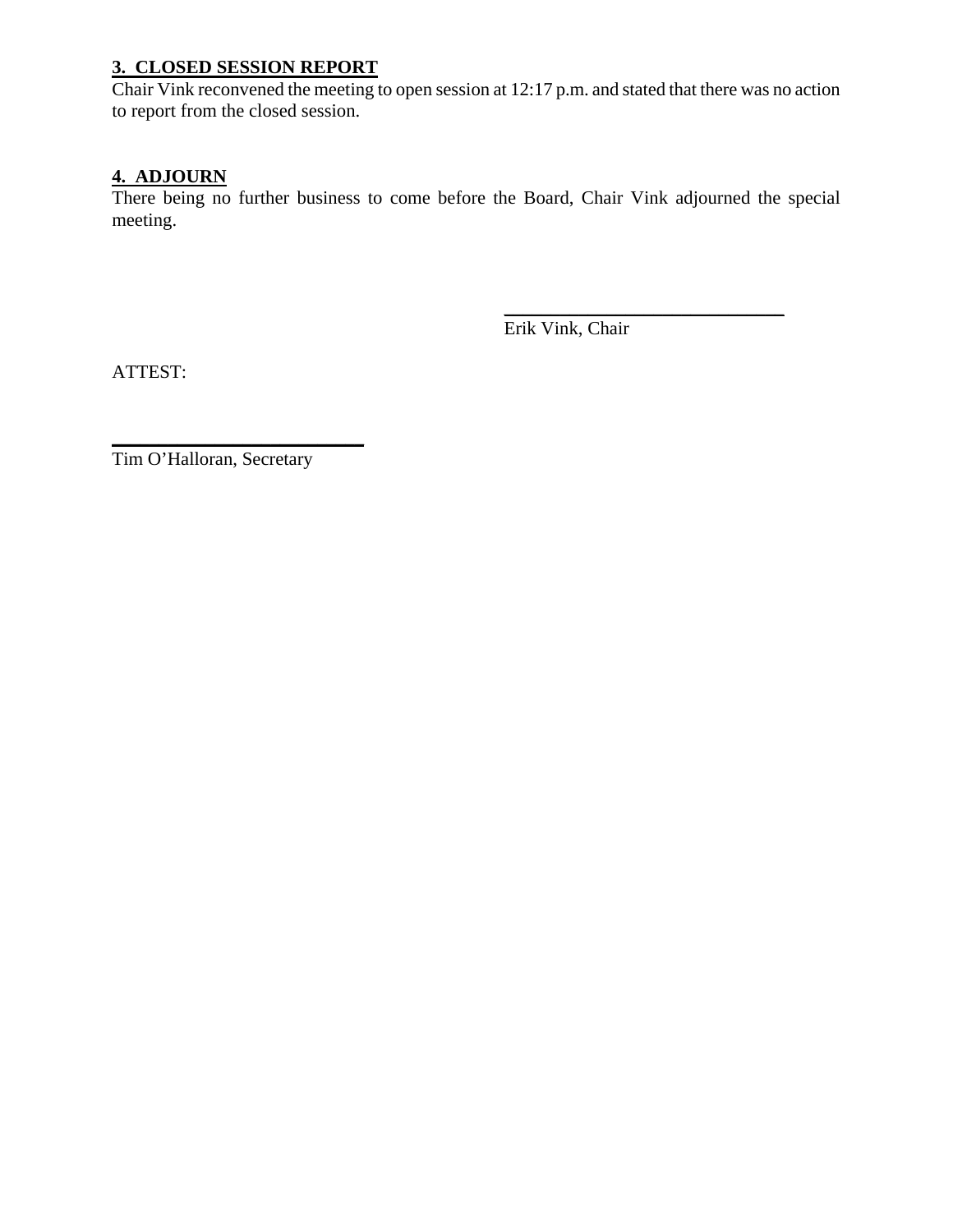**3. CLOSED SESSION REPORT**

Chair Vink reconvened the meeting to open session at 12:17 p.m. and stated that there was no action to report from the closed session.

**4. ADJOURN**

There being no further business to come before the Board, Chair Vink adjourned the special meeting.

\_\_\_\_\_\_\_\_\_\_\_\_\_\_\_\_\_\_\_\_\_\_\_\_\_\_\_\_\_\_

Erik Vink, Chair

ATTEST:

\_\_\_\_\_\_\_\_\_\_\_\_\_\_\_\_\_\_\_\_\_\_\_\_\_\_\_\_\_\_

Tim O'Halloran, Secretary